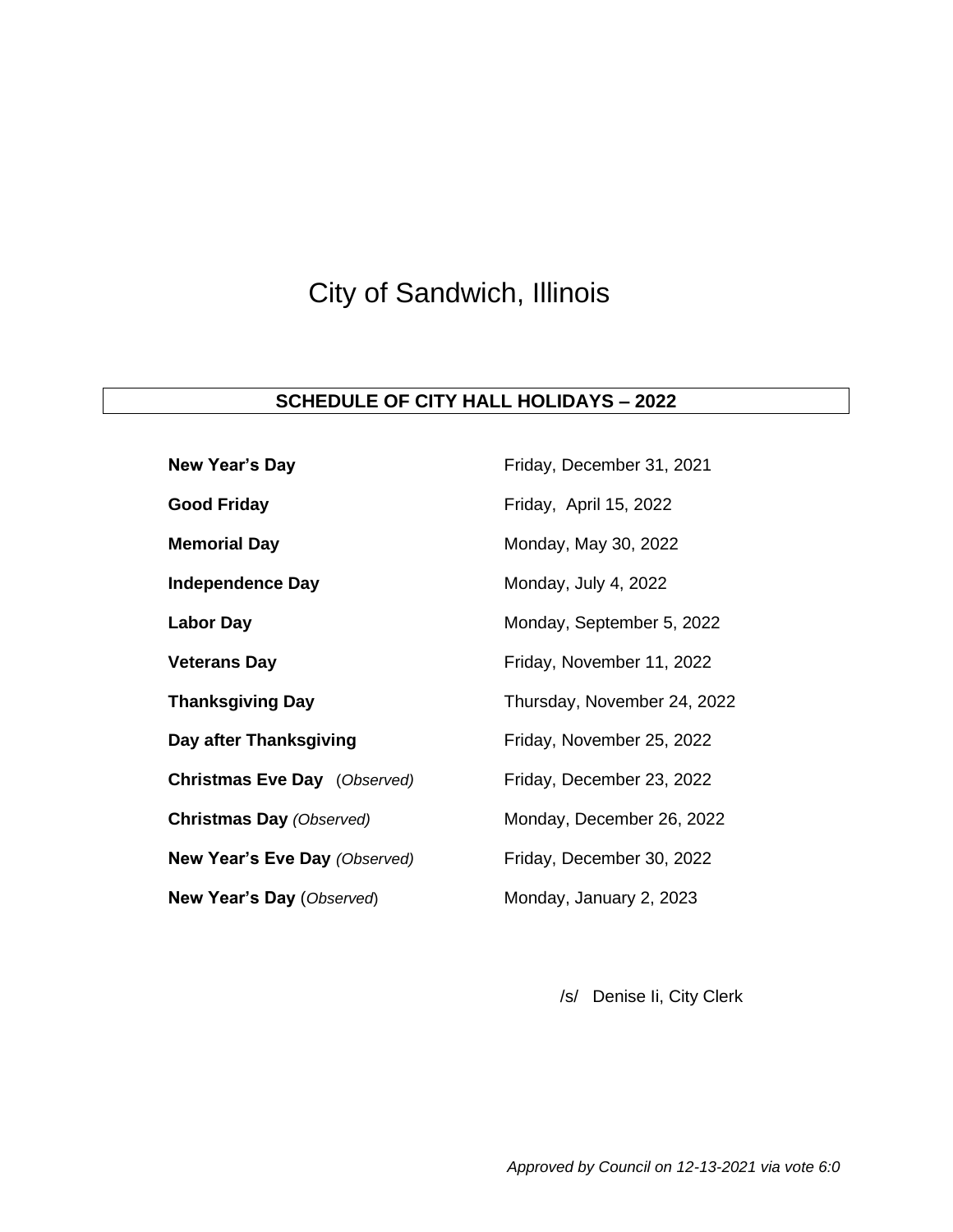# City of Sandwich, Illinois

## SCHEDULE OF CITY HALL HOLIDAYS – 2022

| | |
|---|---|
| **New Year's Day** | Friday, December 31, 2021 |
| **Good Friday** | Friday, April 15, 2022 |
| **Memorial Day** | Monday, May 30, 2022 |
| **Independence Day** | Monday, July 4, 2022 |
| **Labor Day** | Monday, September 5, 2022 |
| **Veterans Day** | Friday, November 11, 2022 |
| **Thanksgiving Day** | Thursday, November 24, 2022 |
| **Day after Thanksgiving** | Friday, November 25, 2022 |
| **Christmas Eve Day** (*Observed)* | Friday, December 23, 2022 |
| **Christmas Day** *(Observed)* | Monday, December 26, 2022 |
| **New Year's Eve Day** *(Observed)* | Friday, December 30, 2022 |
| **New Year's Day** (*Observed*) | Monday, January 2, 2023 |

/s/ Denise Ii, City Clerk

*Approved by Council on 12-13-2021 via vote 6:0*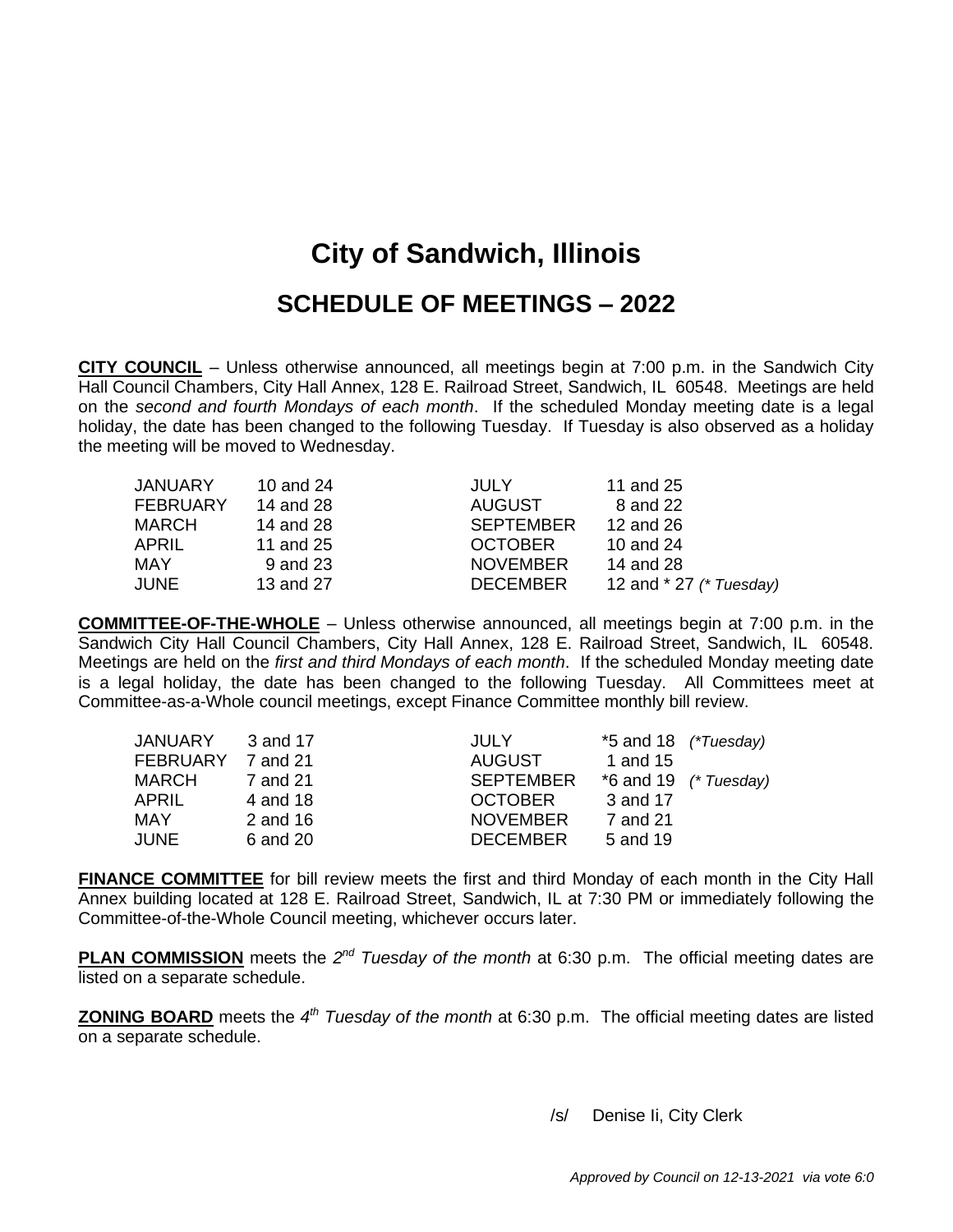# City of Sandwich, Illinois

## SCHEDULE OF MEETINGS – 2022

**CITY COUNCIL** – Unless otherwise announced, all meetings begin at 7:00 p.m. in the Sandwich City Hall Council Chambers, City Hall Annex, 128 E. Railroad Street, Sandwich, IL 60548. Meetings are held on the *second and fourth Mondays of each month*. If the scheduled Monday meeting date is a legal holiday, the date has been changed to the following Tuesday. If Tuesday is also observed as a holiday the meeting will be moved to Wednesday.

| | | | |
|---|---|---|---|
| JANUARY | 10 and 24 | JULY | 11 and 25 |
| FEBRUARY | 14 and 28 | AUGUST | 8 and 22 |
| MARCH | 14 and 28 | SEPTEMBER | 12 and 26 |
| APRIL | 11 and 25 | OCTOBER | 10 and 24 |
| MAY | 9 and 23 | NOVEMBER | 14 and 28 |
| JUNE | 13 and 27 | DECEMBER | 12 and * 27 *(* Tuesday)* |

**COMMITTEE-OF-THE-WHOLE** – Unless otherwise announced, all meetings begin at 7:00 p.m. in the Sandwich City Hall Council Chambers, City Hall Annex, 128 E. Railroad Street, Sandwich, IL 60548. Meetings are held on the *first and third Mondays of each month*. If the scheduled Monday meeting date is a legal holiday, the date has been changed to the following Tuesday. All Committees meet at Committee-as-a-Whole council meetings, except Finance Committee monthly bill review.

| | | | |
|---|---|---|---|
| JANUARY | 3 and 17 | JULY | *5 and 18 *(*Tuesday)* |
| FEBRUARY | 7 and 21 | AUGUST | 1 and 15 |
| MARCH | 7 and 21 | SEPTEMBER | *6 and 19 *(* Tuesday)* |
| APRIL | 4 and 18 | OCTOBER | 3 and 17 |
| MAY | 2 and 16 | NOVEMBER | 7 and 21 |
| JUNE | 6 and 20 | DECEMBER | 5 and 19 |

**FINANCE COMMITTEE** for bill review meets the first and third Monday of each month in the City Hall Annex building located at 128 E. Railroad Street, Sandwich, IL at 7:30 PM or immediately following the Committee-of-the-Whole Council meeting, whichever occurs later.

**PLAN COMMISSION** meets the *2nd Tuesday of the month* at 6:30 p.m. The official meeting dates are listed on a separate schedule.

**ZONING BOARD** meets the *4th Tuesday of the month* at 6:30 p.m. The official meeting dates are listed on a separate schedule.

/s/ Denise Ii, City Clerk

*Approved by Council on 12-13-2021 via vote 6:0*